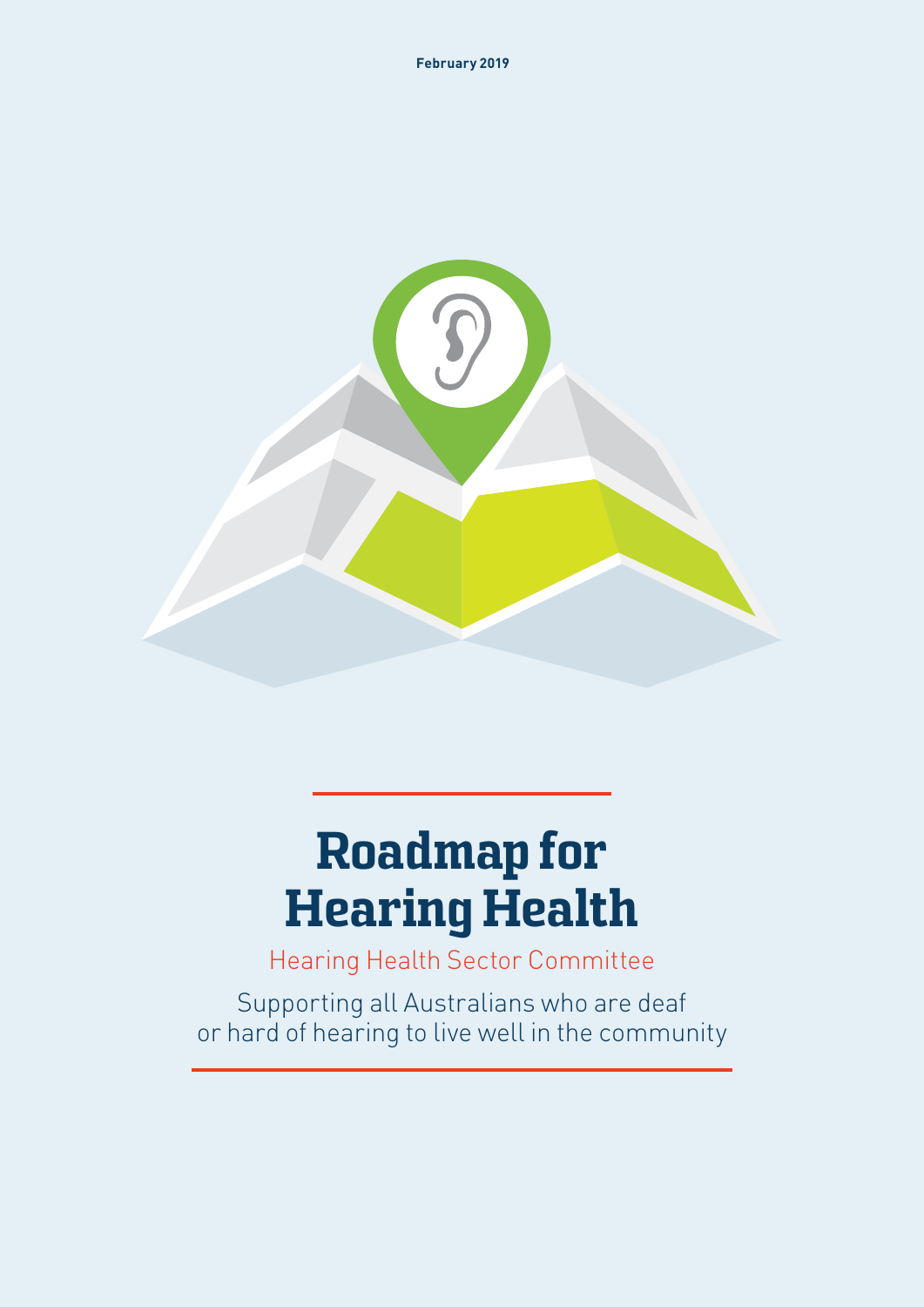February 2019

# Roadmap for Hearing Health

Hearing Health Sector Committee

Supporting all Australians who are deaf or hard of hearing to live well in the community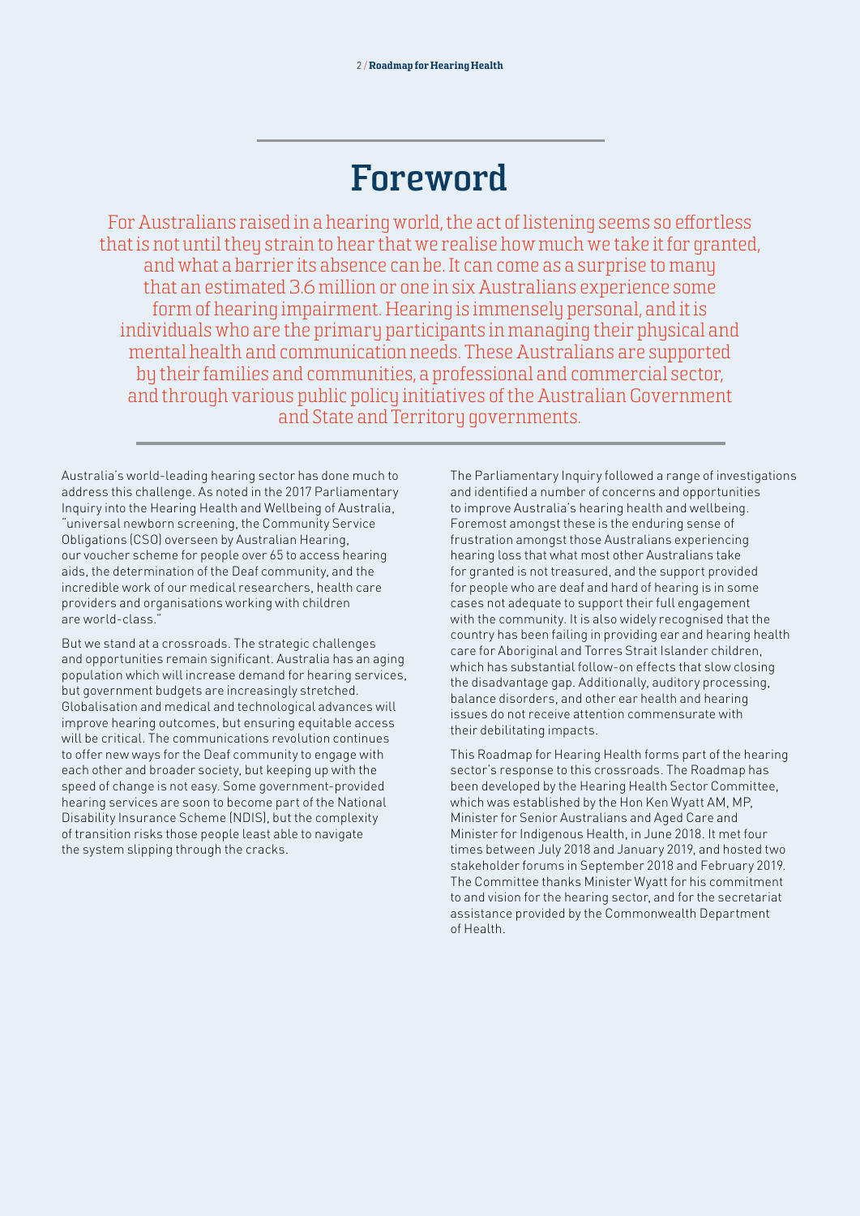# Foreword

For Australians raised in a hearing world, the act of listening seems so effortless that is not until they strain to hear that we realise how much we take it for granted, and what a barrier its absence can be. It can come as a surprise to many that an estimated 3.6 million or one in six Australians experience some form of hearing impairment. Hearing is immensely personal, and it is individuals who are the primary participants in managing their physical and mental health and communication needs. These Australians are supported by their families and communities, a professional and commercial sector, and through various public policy initiatives of the Australian Government and State and Territory governments.

Australia's world-leading hearing sector has done much to address this challenge. As noted in the 2017 Parliamentary Inquiry into the Hearing Health and Wellbeing of Australia, "universal newborn screening, the Community Service Obligations (CSO) overseen by Australian Hearing, our voucher scheme for people over 65 to access hearing aids, the determination of the Deaf community, and the incredible work of our medical researchers, health care providers and organisations working with children are world-class."

But we stand at a crossroads. The strategic challenges and opportunities remain significant. Australia has an aging population which will increase demand for hearing services, but government budgets are increasingly stretched. Globalisation and medical and technological advances will improve hearing outcomes, but ensuring equitable access will be critical. The communications revolution continues to offer new ways for the Deaf community to engage with each other and broader society, but keeping up with the speed of change is not easy. Some government-provided hearing services are soon to become part of the National Disability Insurance Scheme (NDIS), but the complexity of transition risks those people least able to navigate the system slipping through the cracks.

The Parliamentary Inquiry followed a range of investigations and identified a number of concerns and opportunities to improve Australia's hearing health and wellbeing. Foremost amongst these is the enduring sense of frustration amongst those Australians experiencing hearing loss that what most other Australians take for granted is not treasured, and the support provided for people who are deaf and hard of hearing is in some cases not adequate to support their full engagement with the community. It is also widely recognised that the country has been failing in providing ear and hearing health care for Aboriginal and Torres Strait Islander children, which has substantial follow-on effects that slow closing the disadvantage gap. Additionally, auditory processing, balance disorders, and other ear health and hearing issues do not receive attention commensurate with their debilitating impacts.

This Roadmap for Hearing Health forms part of the hearing sector's response to this crossroads. The Roadmap has been developed by the Hearing Health Sector Committee, which was established by the Hon Ken Wyatt AM, MP, Minister for Senior Australians and Aged Care and Minister for Indigenous Health, in June 2018. It met four times between July 2018 and January 2019, and hosted two stakeholder forums in September 2018 and February 2019. The Committee thanks Minister Wyatt for his commitment to and vision for the hearing sector, and for the secretariat assistance provided by the Commonwealth Department of Health.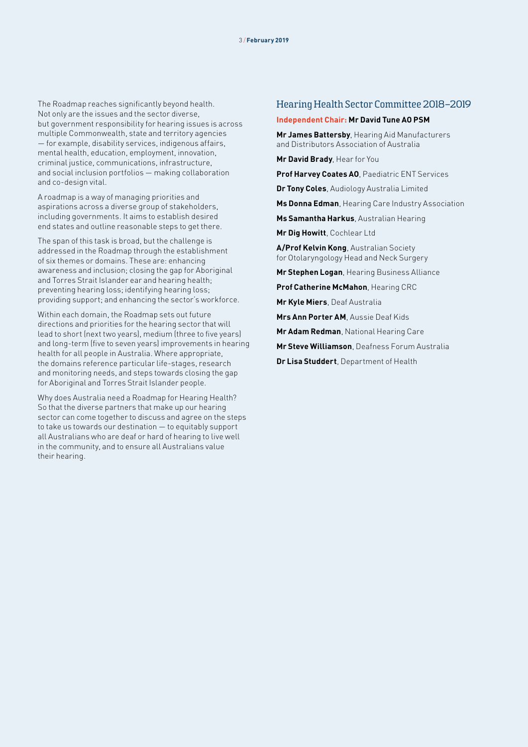The Roadmap reaches significantly beyond health. Not only are the issues and the sector diverse, but government responsibility for hearing issues is across multiple Commonwealth, state and territory agencies — for example, disability services, indigenous affairs, mental health, education, employment, innovation, criminal justice, communications, infrastructure, and social inclusion portfolios — making collaboration and co-design vital.

A roadmap is a way of managing priorities and aspirations across a diverse group of stakeholders, including governments. It aims to establish desired end states and outline reasonable steps to get there.

The span of this task is broad, but the challenge is addressed in the Roadmap through the establishment of six themes or domains. These are: enhancing awareness and inclusion; closing the gap for Aboriginal and Torres Strait Islander ear and hearing health; preventing hearing loss; identifying hearing loss; providing support; and enhancing the sector's workforce.

Within each domain, the Roadmap sets out future directions and priorities for the hearing sector that will lead to short (next two years), medium (three to five years) and long-term (five to seven years) improvements in hearing health for all people in Australia. Where appropriate, the domains reference particular life-stages, research and monitoring needs, and steps towards closing the gap for Aboriginal and Torres Strait Islander people.

Why does Australia need a Roadmap for Hearing Health? So that the diverse partners that make up our hearing sector can come together to discuss and agree on the steps to take us towards our destination — to equitably support all Australians who are deaf or hard of hearing to live well in the community, and to ensure all Australians value their hearing.

## Hearing Health Sector Committee 2018–2019

**Independent Chair: Mr David Tune AO PSM**

**Mr James Battersby**, Hearing Aid Manufacturers and Distributors Association of Australia

**Mr David Brady**, Hear for You

**Prof Harvey Coates AO**, Paediatric ENT Services

**Dr Tony Coles**, Audiology Australia Limited

**Ms Donna Edman**, Hearing Care Industry Association

**Ms Samantha Harkus**, Australian Hearing

**Mr Dig Howitt**, Cochlear Ltd

**A/Prof Kelvin Kong**, Australian Society for Otolaryngology Head and Neck Surgery

**Mr Stephen Logan**, Hearing Business Alliance

**Prof Catherine McMahon**, Hearing CRC

**Mr Kyle Miers**, Deaf Australia

**Mrs Ann Porter AM**, Aussie Deaf Kids

**Mr Adam Redman**, National Hearing Care

**Mr Steve Williamson**, Deafness Forum Australia

**Dr Lisa Studdert**, Department of Health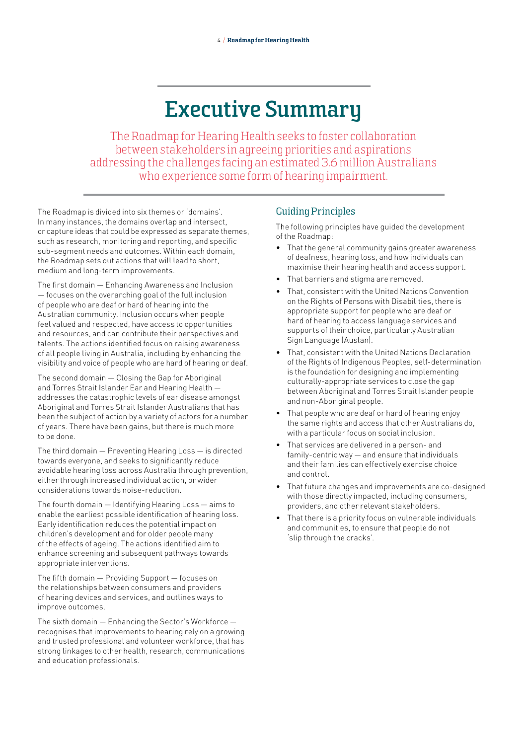# Executive Summary

The Roadmap for Hearing Health seeks to foster collaboration between stakeholders in agreeing priorities and aspirations addressing the challenges facing an estimated 3.6 million Australians who experience some form of hearing impairment.

The Roadmap is divided into six themes or 'domains'. In many instances, the domains overlap and intersect, or capture ideas that could be expressed as separate themes, such as research, monitoring and reporting, and specific sub-segment needs and outcomes. Within each domain, the Roadmap sets out actions that will lead to short, medium and long-term improvements.

The first domain — Enhancing Awareness and Inclusion — focuses on the overarching goal of the full inclusion of people who are deaf or hard of hearing into the Australian community. Inclusion occurs when people feel valued and respected, have access to opportunities and resources, and can contribute their perspectives and talents. The actions identified focus on raising awareness of all people living in Australia, including by enhancing the visibility and voice of people who are hard of hearing or deaf.

The second domain — Closing the Gap for Aboriginal and Torres Strait Islander Ear and Hearing Health — addresses the catastrophic levels of ear disease amongst Aboriginal and Torres Strait Islander Australians that has been the subject of action by a variety of actors for a number of years. There have been gains, but there is much more to be done.

The third domain — Preventing Hearing Loss — is directed towards everyone, and seeks to significantly reduce avoidable hearing loss across Australia through prevention, either through increased individual action, or wider considerations towards noise-reduction.

The fourth domain — Identifying Hearing Loss — aims to enable the earliest possible identification of hearing loss. Early identification reduces the potential impact on children's development and for older people many of the effects of ageing. The actions identified aim to enhance screening and subsequent pathways towards appropriate interventions.

The fifth domain — Providing Support — focuses on the relationships between consumers and providers of hearing devices and services, and outlines ways to improve outcomes.

The sixth domain — Enhancing the Sector's Workforce — recognises that improvements to hearing rely on a growing and trusted professional and volunteer workforce, that has strong linkages to other health, research, communications and education professionals.

## Guiding Principles

The following principles have guided the development of the Roadmap:

- That the general community gains greater awareness of deafness, hearing loss, and how individuals can maximise their hearing health and access support.
- That barriers and stigma are removed.
- That, consistent with the United Nations Convention on the Rights of Persons with Disabilities, there is appropriate support for people who are deaf or hard of hearing to access language services and supports of their choice, particularly Australian Sign Language (Auslan).
- That, consistent with the United Nations Declaration of the Rights of Indigenous Peoples, self-determination is the foundation for designing and implementing culturally-appropriate services to close the gap between Aboriginal and Torres Strait Islander people and non-Aboriginal people.
- That people who are deaf or hard of hearing enjoy the same rights and access that other Australians do, with a particular focus on social inclusion.
- That services are delivered in a person- and family-centric way — and ensure that individuals and their families can effectively exercise choice and control.
- That future changes and improvements are co-designed with those directly impacted, including consumers, providers, and other relevant stakeholders.
- That there is a priority focus on vulnerable individuals and communities, to ensure that people do not 'slip through the cracks'.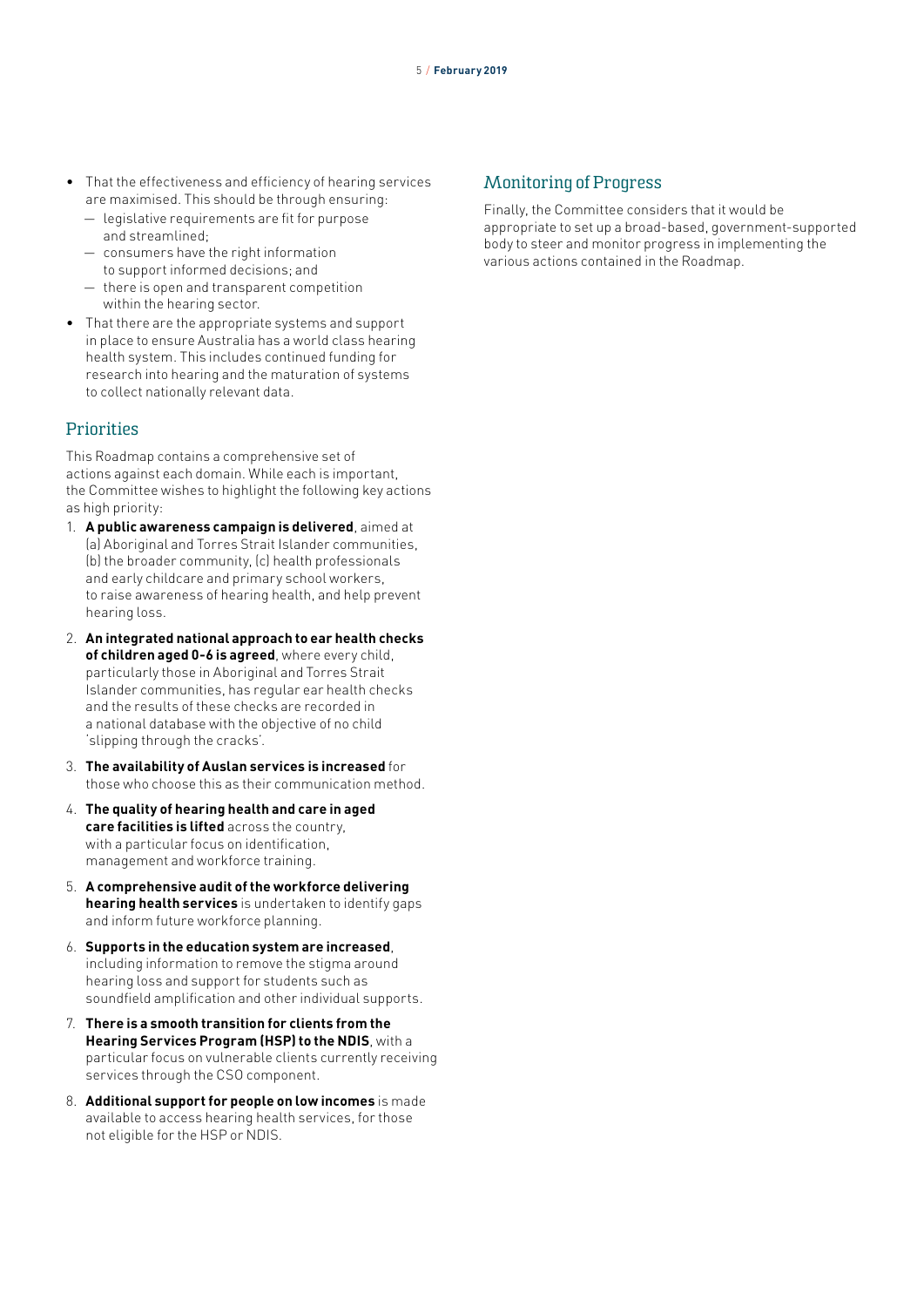- That the effectiveness and efficiency of hearing services are maximised. This should be through ensuring:
  - legislative requirements are fit for purpose and streamlined;
  - consumers have the right information to support informed decisions; and
  - there is open and transparent competition within the hearing sector.
- That there are the appropriate systems and support in place to ensure Australia has a world class hearing health system. This includes continued funding for research into hearing and the maturation of systems to collect nationally relevant data.

## Priorities

This Roadmap contains a comprehensive set of actions against each domain. While each is important, the Committee wishes to highlight the following key actions as high priority:

1. **A public awareness campaign is delivered**, aimed at (a) Aboriginal and Torres Strait Islander communities, (b) the broader community, (c) health professionals and early childcare and primary school workers, to raise awareness of hearing health, and help prevent hearing loss.
2. **An integrated national approach to ear health checks of children aged 0-6 is agreed**, where every child, particularly those in Aboriginal and Torres Strait Islander communities, has regular ear health checks and the results of these checks are recorded in a national database with the objective of no child 'slipping through the cracks'.
3. **The availability of Auslan services is increased** for those who choose this as their communication method.
4. **The quality of hearing health and care in aged care facilities is lifted** across the country, with a particular focus on identification, management and workforce training.
5. **A comprehensive audit of the workforce delivering hearing health services** is undertaken to identify gaps and inform future workforce planning.
6. **Supports in the education system are increased**, including information to remove the stigma around hearing loss and support for students such as soundfield amplification and other individual supports.
7. **There is a smooth transition for clients from the Hearing Services Program (HSP) to the NDIS**, with a particular focus on vulnerable clients currently receiving services through the CSO component.
8. **Additional support for people on low incomes** is made available to access hearing health services, for those not eligible for the HSP or NDIS.

## Monitoring of Progress

Finally, the Committee considers that it would be appropriate to set up a broad-based, government-supported body to steer and monitor progress in implementing the various actions contained in the Roadmap.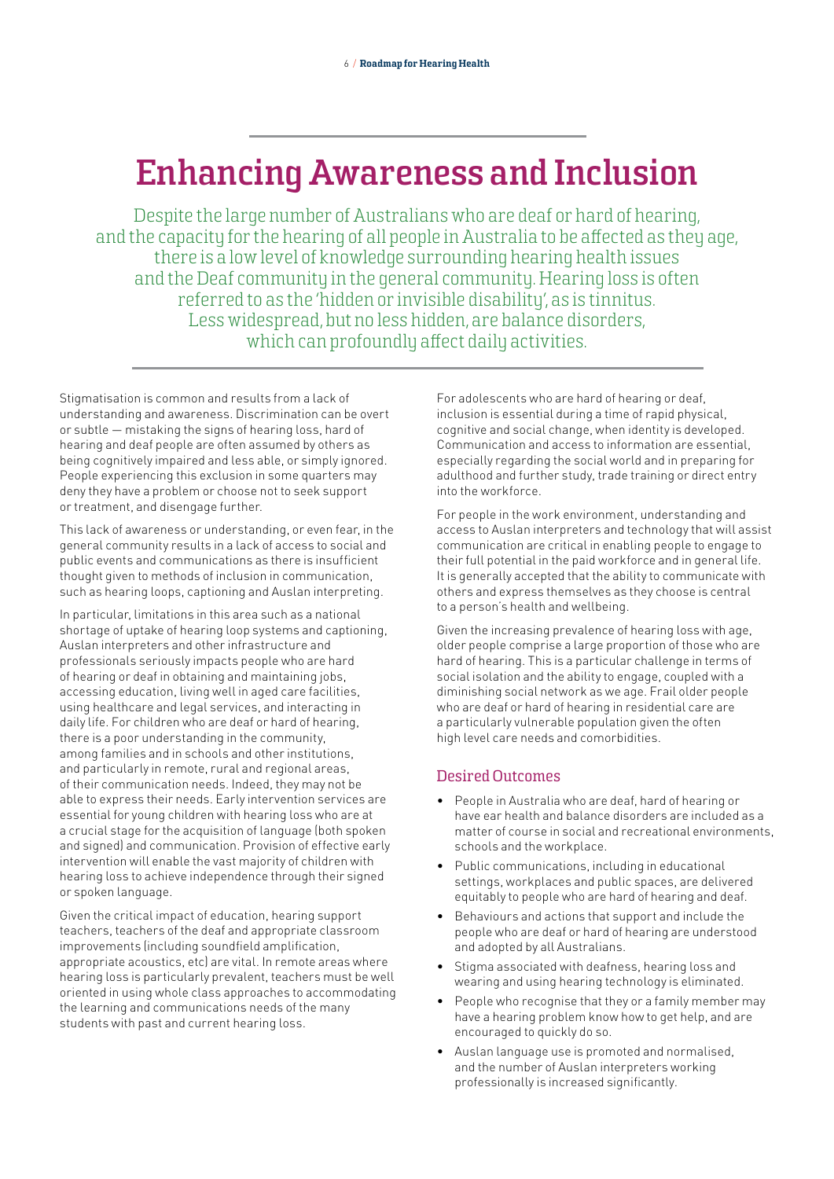# Enhancing Awareness and Inclusion

Despite the large number of Australians who are deaf or hard of hearing, and the capacity for the hearing of all people in Australia to be affected as they age, there is a low level of knowledge surrounding hearing health issues and the Deaf community in the general community. Hearing loss is often referred to as the 'hidden or invisible disability', as is tinnitus. Less widespread, but no less hidden, are balance disorders, which can profoundly affect daily activities.

Stigmatisation is common and results from a lack of understanding and awareness. Discrimination can be overt or subtle — mistaking the signs of hearing loss, hard of hearing and deaf people are often assumed by others as being cognitively impaired and less able, or simply ignored. People experiencing this exclusion in some quarters may deny they have a problem or choose not to seek support or treatment, and disengage further.

This lack of awareness or understanding, or even fear, in the general community results in a lack of access to social and public events and communications as there is insufficient thought given to methods of inclusion in communication, such as hearing loops, captioning and Auslan interpreting.

In particular, limitations in this area such as a national shortage of uptake of hearing loop systems and captioning, Auslan interpreters and other infrastructure and professionals seriously impacts people who are hard of hearing or deaf in obtaining and maintaining jobs, accessing education, living well in aged care facilities, using healthcare and legal services, and interacting in daily life. For children who are deaf or hard of hearing, there is a poor understanding in the community, among families and in schools and other institutions, and particularly in remote, rural and regional areas, of their communication needs. Indeed, they may not be able to express their needs. Early intervention services are essential for young children with hearing loss who are at a crucial stage for the acquisition of language (both spoken and signed) and communication. Provision of effective early intervention will enable the vast majority of children with hearing loss to achieve independence through their signed or spoken language.

Given the critical impact of education, hearing support teachers, teachers of the deaf and appropriate classroom improvements (including soundfield amplification, appropriate acoustics, etc) are vital. In remote areas where hearing loss is particularly prevalent, teachers must be well oriented in using whole class approaches to accommodating the learning and communications needs of the many students with past and current hearing loss.

For adolescents who are hard of hearing or deaf, inclusion is essential during a time of rapid physical, cognitive and social change, when identity is developed. Communication and access to information are essential, especially regarding the social world and in preparing for adulthood and further study, trade training or direct entry into the workforce.

For people in the work environment, understanding and access to Auslan interpreters and technology that will assist communication are critical in enabling people to engage to their full potential in the paid workforce and in general life. It is generally accepted that the ability to communicate with others and express themselves as they choose is central to a person's health and wellbeing.

Given the increasing prevalence of hearing loss with age, older people comprise a large proportion of those who are hard of hearing. This is a particular challenge in terms of social isolation and the ability to engage, coupled with a diminishing social network as we age. Frail older people who are deaf or hard of hearing in residential care are a particularly vulnerable population given the often high level care needs and comorbidities.

## Desired Outcomes

- People in Australia who are deaf, hard of hearing or have ear health and balance disorders are included as a matter of course in social and recreational environments, schools and the workplace.
- Public communications, including in educational settings, workplaces and public spaces, are delivered equitably to people who are hard of hearing and deaf.
- Behaviours and actions that support and include the people who are deaf or hard of hearing are understood and adopted by all Australians.
- Stigma associated with deafness, hearing loss and wearing and using hearing technology is eliminated.
- People who recognise that they or a family member may have a hearing problem know how to get help, and are encouraged to quickly do so.
- Auslan language use is promoted and normalised, and the number of Auslan interpreters working professionally is increased significantly.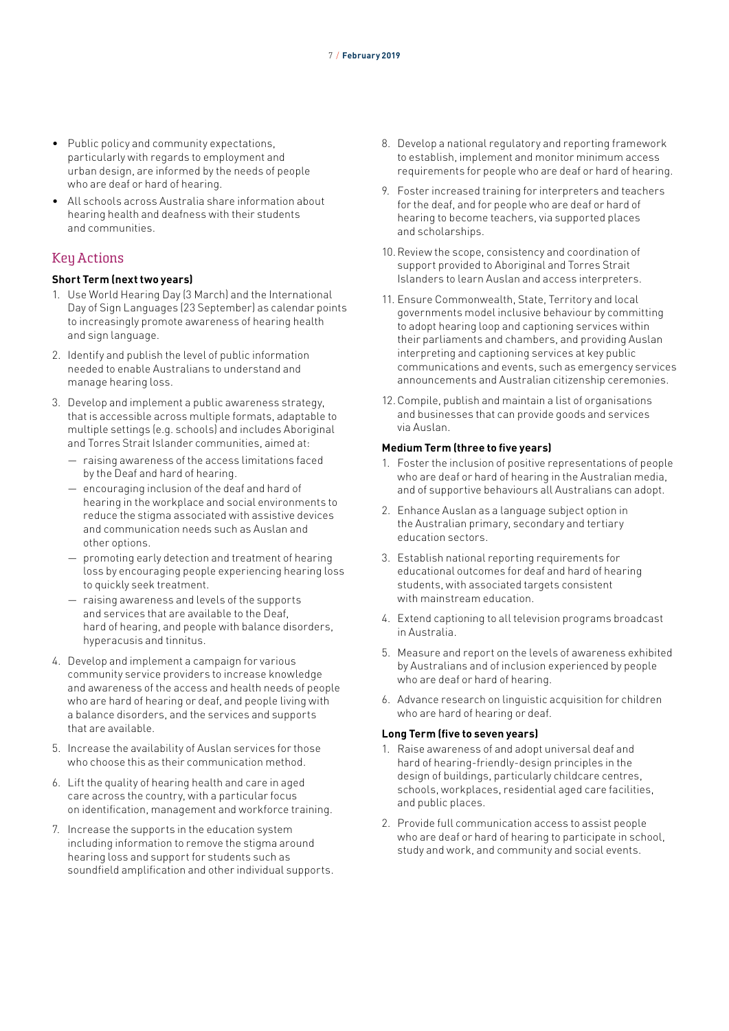- Public policy and community expectations, particularly with regards to employment and urban design, are informed by the needs of people who are deaf or hard of hearing.
- All schools across Australia share information about hearing health and deafness with their students and communities.

## Key Actions

**Short Term (next two years)**

1. Use World Hearing Day (3 March) and the International Day of Sign Languages (23 September) as calendar points to increasingly promote awareness of hearing health and sign language.
2. Identify and publish the level of public information needed to enable Australians to understand and manage hearing loss.
3. Develop and implement a public awareness strategy, that is accessible across multiple formats, adaptable to multiple settings (e.g. schools) and includes Aboriginal and Torres Strait Islander communities, aimed at:
   - raising awareness of the access limitations faced by the Deaf and hard of hearing.
   - encouraging inclusion of the deaf and hard of hearing in the workplace and social environments to reduce the stigma associated with assistive devices and communication needs such as Auslan and other options.
   - promoting early detection and treatment of hearing loss by encouraging people experiencing hearing loss to quickly seek treatment.
   - raising awareness and levels of the supports and services that are available to the Deaf, hard of hearing, and people with balance disorders, hyperacusis and tinnitus.
4. Develop and implement a campaign for various community service providers to increase knowledge and awareness of the access and health needs of people who are hard of hearing or deaf, and people living with a balance disorders, and the services and supports that are available.
5. Increase the availability of Auslan services for those who choose this as their communication method.
6. Lift the quality of hearing health and care in aged care across the country, with a particular focus on identification, management and workforce training.
7. Increase the supports in the education system including information to remove the stigma around hearing loss and support for students such as soundfield amplification and other individual supports.
8. Develop a national regulatory and reporting framework to establish, implement and monitor minimum access requirements for people who are deaf or hard of hearing.
9. Foster increased training for interpreters and teachers for the deaf, and for people who are deaf or hard of hearing to become teachers, via supported places and scholarships.
10. Review the scope, consistency and coordination of support provided to Aboriginal and Torres Strait Islanders to learn Auslan and access interpreters.
11. Ensure Commonwealth, State, Territory and local governments model inclusive behaviour by committing to adopt hearing loop and captioning services within their parliaments and chambers, and providing Auslan interpreting and captioning services at key public communications and events, such as emergency services announcements and Australian citizenship ceremonies.
12. Compile, publish and maintain a list of organisations and businesses that can provide goods and services via Auslan.

**Medium Term (three to five years)**

1. Foster the inclusion of positive representations of people who are deaf or hard of hearing in the Australian media, and of supportive behaviours all Australians can adopt.
2. Enhance Auslan as a language subject option in the Australian primary, secondary and tertiary education sectors.
3. Establish national reporting requirements for educational outcomes for deaf and hard of hearing students, with associated targets consistent with mainstream education.
4. Extend captioning to all television programs broadcast in Australia.
5. Measure and report on the levels of awareness exhibited by Australians and of inclusion experienced by people who are deaf or hard of hearing.
6. Advance research on linguistic acquisition for children who are hard of hearing or deaf.

**Long Term (five to seven years)**

1. Raise awareness of and adopt universal deaf and hard of hearing-friendly-design principles in the design of buildings, particularly childcare centres, schools, workplaces, residential aged care facilities, and public places.
2. Provide full communication access to assist people who are deaf or hard of hearing to participate in school, study and work, and community and social events.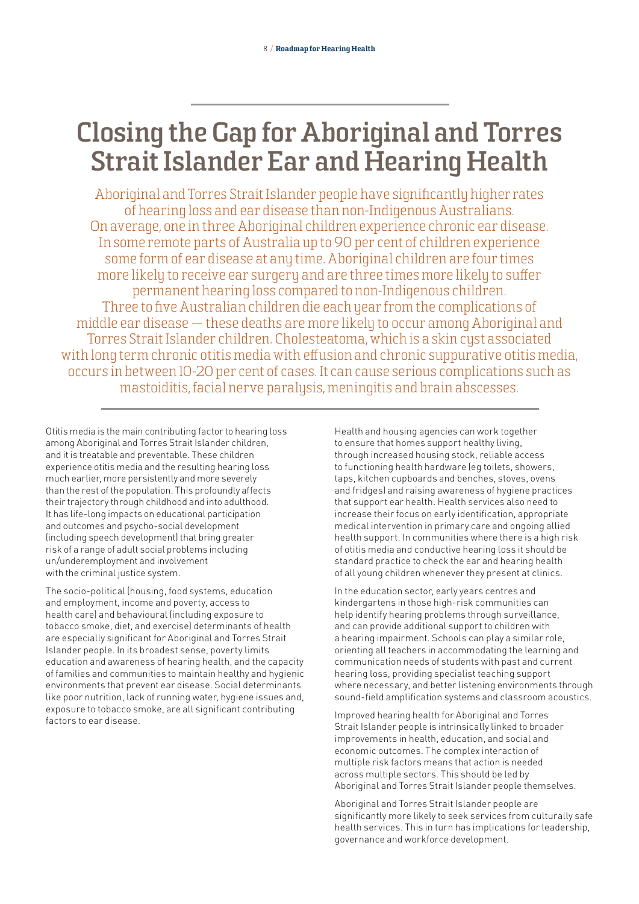# Closing the Gap for Aboriginal and Torres Strait Islander Ear and Hearing Health

Aboriginal and Torres Strait Islander people have significantly higher rates of hearing loss and ear disease than non-Indigenous Australians. On average, one in three Aboriginal children experience chronic ear disease. In some remote parts of Australia up to 90 per cent of children experience some form of ear disease at any time. Aboriginal children are four times more likely to receive ear surgery and are three times more likely to suffer permanent hearing loss compared to non-Indigenous children. Three to five Australian children die each year from the complications of middle ear disease — these deaths are more likely to occur among Aboriginal and Torres Strait Islander children. Cholesteatoma, which is a skin cyst associated with long term chronic otitis media with effusion and chronic suppurative otitis media, occurs in between 10-20 per cent of cases. It can cause serious complications such as mastoiditis, facial nerve paralysis, meningitis and brain abscesses.

Otitis media is the main contributing factor to hearing loss among Aboriginal and Torres Strait Islander children, and it is treatable and preventable. These children experience otitis media and the resulting hearing loss much earlier, more persistently and more severely than the rest of the population. This profoundly affects their trajectory through childhood and into adulthood. It has life-long impacts on educational participation and outcomes and psycho-social development (including speech development) that bring greater risk of a range of adult social problems including un/underemployment and involvement with the criminal justice system.

The socio-political (housing, food systems, education and employment, income and poverty, access to health care) and behavioural (including exposure to tobacco smoke, diet, and exercise) determinants of health are especially significant for Aboriginal and Torres Strait Islander people. In its broadest sense, poverty limits education and awareness of hearing health, and the capacity of families and communities to maintain healthy and hygienic environments that prevent ear disease. Social determinants like poor nutrition, lack of running water, hygiene issues and, exposure to tobacco smoke, are all significant contributing factors to ear disease.

Health and housing agencies can work together to ensure that homes support healthy living, through increased housing stock, reliable access to functioning health hardware (eg toilets, showers, taps, kitchen cupboards and benches, stoves, ovens and fridges) and raising awareness of hygiene practices that support ear health. Health services also need to increase their focus on early identification, appropriate medical intervention in primary care and ongoing allied health support. In communities where there is a high risk of otitis media and conductive hearing loss it should be standard practice to check the ear and hearing health of all young children whenever they present at clinics.

In the education sector, early years centres and kindergartens in those high-risk communities can help identify hearing problems through surveillance, and can provide additional support to children with a hearing impairment. Schools can play a similar role, orienting all teachers in accommodating the learning and communication needs of students with past and current hearing loss, providing specialist teaching support where necessary, and better listening environments through sound-field amplification systems and classroom acoustics.

Improved hearing health for Aboriginal and Torres Strait Islander people is intrinsically linked to broader improvements in health, education, and social and economic outcomes. The complex interaction of multiple risk factors means that action is needed across multiple sectors. This should be led by Aboriginal and Torres Strait Islander people themselves.

Aboriginal and Torres Strait Islander people are significantly more likely to seek services from culturally safe health services. This in turn has implications for leadership, governance and workforce development.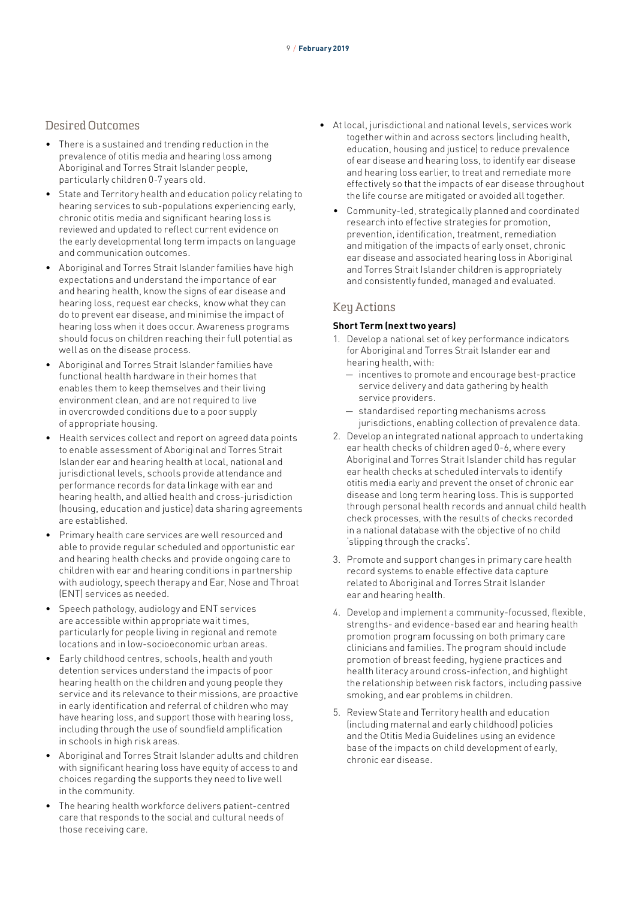## Desired Outcomes

- There is a sustained and trending reduction in the prevalence of otitis media and hearing loss among Aboriginal and Torres Strait Islander people, particularly children 0-7 years old.
- State and Territory health and education policy relating to hearing services to sub-populations experiencing early, chronic otitis media and significant hearing loss is reviewed and updated to reflect current evidence on the early developmental long term impacts on language and communication outcomes.
- Aboriginal and Torres Strait Islander families have high expectations and understand the importance of ear and hearing health, know the signs of ear disease and hearing loss, request ear checks, know what they can do to prevent ear disease, and minimise the impact of hearing loss when it does occur. Awareness programs should focus on children reaching their full potential as well as on the disease process.
- Aboriginal and Torres Strait Islander families have functional health hardware in their homes that enables them to keep themselves and their living environment clean, and are not required to live in overcrowded conditions due to a poor supply of appropriate housing.
- Health services collect and report on agreed data points to enable assessment of Aboriginal and Torres Strait Islander ear and hearing health at local, national and jurisdictional levels, schools provide attendance and performance records for data linkage with ear and hearing health, and allied health and cross-jurisdiction (housing, education and justice) data sharing agreements are established.
- Primary health care services are well resourced and able to provide regular scheduled and opportunistic ear and hearing health checks and provide ongoing care to children with ear and hearing conditions in partnership with audiology, speech therapy and Ear, Nose and Throat (ENT) services as needed.
- Speech pathology, audiology and ENT services are accessible within appropriate wait times, particularly for people living in regional and remote locations and in low-socioeconomic urban areas.
- Early childhood centres, schools, health and youth detention services understand the impacts of poor hearing health on the children and young people they service and its relevance to their missions, are proactive in early identification and referral of children who may have hearing loss, and support those with hearing loss, including through the use of soundfield amplification in schools in high risk areas.
- Aboriginal and Torres Strait Islander adults and children with significant hearing loss have equity of access to and choices regarding the supports they need to live well in the community.
- The hearing health workforce delivers patient-centred care that responds to the social and cultural needs of those receiving care.
- At local, jurisdictional and national levels, services work together within and across sectors (including health, education, housing and justice) to reduce prevalence of ear disease and hearing loss, to identify ear disease and hearing loss earlier, to treat and remediate more effectively so that the impacts of ear disease throughout the life course are mitigated or avoided all together.
- Community-led, strategically planned and coordinated research into effective strategies for promotion, prevention, identification, treatment, remediation and mitigation of the impacts of early onset, chronic ear disease and associated hearing loss in Aboriginal and Torres Strait Islander children is appropriately and consistently funded, managed and evaluated.

## Key Actions

**Short Term (next two years)**

1. Develop a national set of key performance indicators for Aboriginal and Torres Strait Islander ear and hearing health, with:
   - incentives to promote and encourage best-practice service delivery and data gathering by health service providers.
   - standardised reporting mechanisms across jurisdictions, enabling collection of prevalence data.
2. Develop an integrated national approach to undertaking ear health checks of children aged 0-6, where every Aboriginal and Torres Strait Islander child has regular ear health checks at scheduled intervals to identify otitis media early and prevent the onset of chronic ear disease and long term hearing loss. This is supported through personal health records and annual child health check processes, with the results of checks recorded in a national database with the objective of no child 'slipping through the cracks'.
3. Promote and support changes in primary care health record systems to enable effective data capture related to Aboriginal and Torres Strait Islander ear and hearing health.
4. Develop and implement a community-focussed, flexible, strengths- and evidence-based ear and hearing health promotion program focussing on both primary care clinicians and families. The program should include promotion of breast feeding, hygiene practices and health literacy around cross-infection, and highlight the relationship between risk factors, including passive smoking, and ear problems in children.
5. Review State and Territory health and education (including maternal and early childhood) policies and the Otitis Media Guidelines using an evidence base of the impacts on child development of early, chronic ear disease.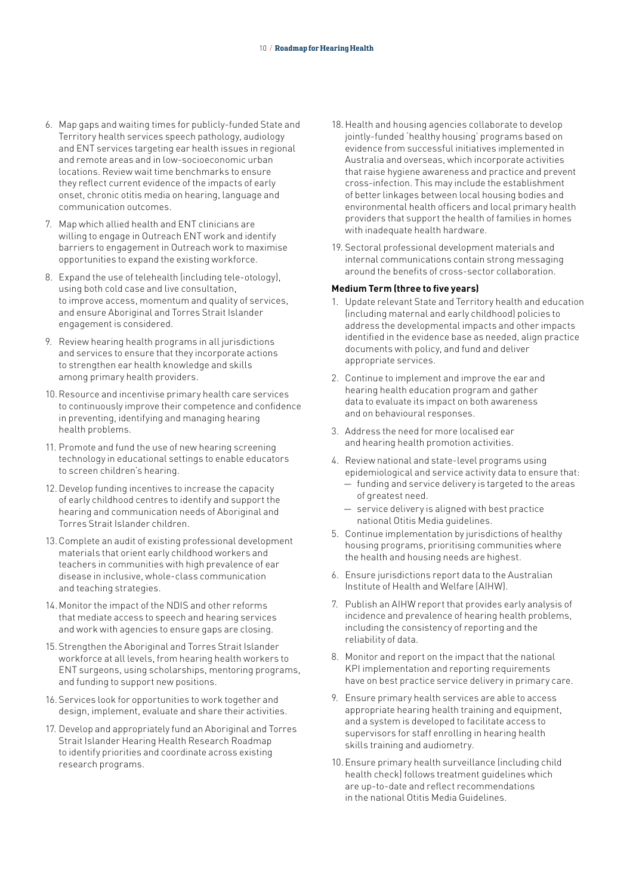6. Map gaps and waiting times for publicly-funded State and Territory health services speech pathology, audiology and ENT services targeting ear health issues in regional and remote areas and in low-socioeconomic urban locations. Review wait time benchmarks to ensure they reflect current evidence of the impacts of early onset, chronic otitis media on hearing, language and communication outcomes.
7. Map which allied health and ENT clinicians are willing to engage in Outreach ENT work and identify barriers to engagement in Outreach work to maximise opportunities to expand the existing workforce.
8. Expand the use of telehealth (including tele-otology), using both cold case and live consultation, to improve access, momentum and quality of services, and ensure Aboriginal and Torres Strait Islander engagement is considered.
9. Review hearing health programs in all jurisdictions and services to ensure that they incorporate actions to strengthen ear health knowledge and skills among primary health providers.
10. Resource and incentivise primary health care services to continuously improve their competence and confidence in preventing, identifying and managing hearing health problems.
11. Promote and fund the use of new hearing screening technology in educational settings to enable educators to screen children's hearing.
12. Develop funding incentives to increase the capacity of early childhood centres to identify and support the hearing and communication needs of Aboriginal and Torres Strait Islander children.
13. Complete an audit of existing professional development materials that orient early childhood workers and teachers in communities with high prevalence of ear disease in inclusive, whole-class communication and teaching strategies.
14. Monitor the impact of the NDIS and other reforms that mediate access to speech and hearing services and work with agencies to ensure gaps are closing.
15. Strengthen the Aboriginal and Torres Strait Islander workforce at all levels, from hearing health workers to ENT surgeons, using scholarships, mentoring programs, and funding to support new positions.
16. Services look for opportunities to work together and design, implement, evaluate and share their activities.
17. Develop and appropriately fund an Aboriginal and Torres Strait Islander Hearing Health Research Roadmap to identify priorities and coordinate across existing research programs.
18. Health and housing agencies collaborate to develop jointly-funded 'healthy housing' programs based on evidence from successful initiatives implemented in Australia and overseas, which incorporate activities that raise hygiene awareness and practice and prevent cross-infection. This may include the establishment of better linkages between local housing bodies and environmental health officers and local primary health providers that support the health of families in homes with inadequate health hardware.
19. Sectoral professional development materials and internal communications contain strong messaging around the benefits of cross-sector collaboration.

**Medium Term (three to five years)**

1. Update relevant State and Territory health and education (including maternal and early childhood) policies to address the developmental impacts and other impacts identified in the evidence base as needed, align practice documents with policy, and fund and deliver appropriate services.
2. Continue to implement and improve the ear and hearing health education program and gather data to evaluate its impact on both awareness and on behavioural responses.
3. Address the need for more localised ear and hearing health promotion activities.
4. Review national and state-level programs using epidemiological and service activity data to ensure that:
   - funding and service delivery is targeted to the areas of greatest need.
   - service delivery is aligned with best practice national Otitis Media guidelines.
5. Continue implementation by jurisdictions of healthy housing programs, prioritising communities where the health and housing needs are highest.
6. Ensure jurisdictions report data to the Australian Institute of Health and Welfare (AIHW).
7. Publish an AIHW report that provides early analysis of incidence and prevalence of hearing health problems, including the consistency of reporting and the reliability of data.
8. Monitor and report on the impact that the national KPI implementation and reporting requirements have on best practice service delivery in primary care.
9. Ensure primary health services are able to access appropriate hearing health training and equipment, and a system is developed to facilitate access to supervisors for staff enrolling in hearing health skills training and audiometry.
10. Ensure primary health surveillance (including child health check) follows treatment guidelines which are up-to-date and reflect recommendations in the national Otitis Media Guidelines.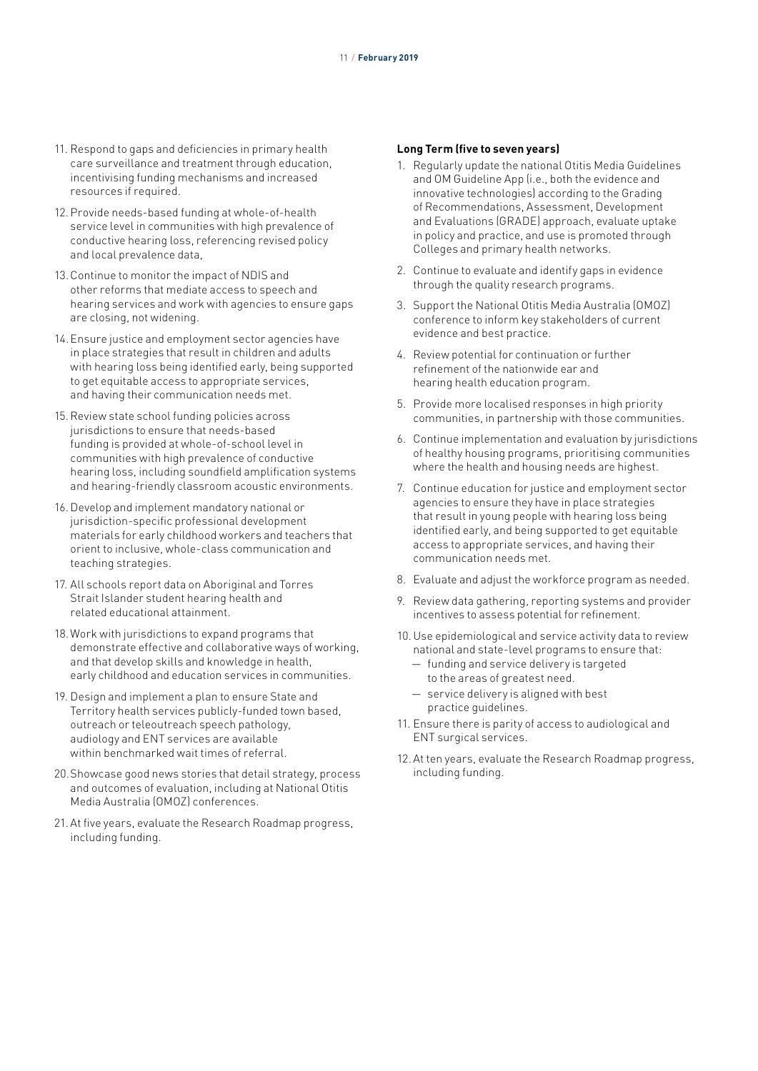11. Respond to gaps and deficiencies in primary health care surveillance and treatment through education, incentivising funding mechanisms and increased resources if required.
12. Provide needs-based funding at whole-of-health service level in communities with high prevalence of conductive hearing loss, referencing revised policy and local prevalence data,
13. Continue to monitor the impact of NDIS and other reforms that mediate access to speech and hearing services and work with agencies to ensure gaps are closing, not widening.
14. Ensure justice and employment sector agencies have in place strategies that result in children and adults with hearing loss being identified early, being supported to get equitable access to appropriate services, and having their communication needs met.
15. Review state school funding policies across jurisdictions to ensure that needs-based funding is provided at whole-of-school level in communities with high prevalence of conductive hearing loss, including soundfield amplification systems and hearing-friendly classroom acoustic environments.
16. Develop and implement mandatory national or jurisdiction-specific professional development materials for early childhood workers and teachers that orient to inclusive, whole-class communication and teaching strategies.
17. All schools report data on Aboriginal and Torres Strait Islander student hearing health and related educational attainment.
18. Work with jurisdictions to expand programs that demonstrate effective and collaborative ways of working, and that develop skills and knowledge in health, early childhood and education services in communities.
19. Design and implement a plan to ensure State and Territory health services publicly-funded town based, outreach or teleoutreach speech pathology, audiology and ENT services are available within benchmarked wait times of referral.
20. Showcase good news stories that detail strategy, process and outcomes of evaluation, including at National Otitis Media Australia (OMOZ) conferences.
21. At five years, evaluate the Research Roadmap progress, including funding.

**Long Term (five to seven years)**

1. Regularly update the national Otitis Media Guidelines and OM Guideline App (i.e., both the evidence and innovative technologies) according to the Grading of Recommendations, Assessment, Development and Evaluations (GRADE) approach, evaluate uptake in policy and practice, and use is promoted through Colleges and primary health networks.
2. Continue to evaluate and identify gaps in evidence through the quality research programs.
3. Support the National Otitis Media Australia (OMOZ) conference to inform key stakeholders of current evidence and best practice.
4. Review potential for continuation or further refinement of the nationwide ear and hearing health education program.
5. Provide more localised responses in high priority communities, in partnership with those communities.
6. Continue implementation and evaluation by jurisdictions of healthy housing programs, prioritising communities where the health and housing needs are highest.
7. Continue education for justice and employment sector agencies to ensure they have in place strategies that result in young people with hearing loss being identified early, and being supported to get equitable access to appropriate services, and having their communication needs met.
8. Evaluate and adjust the workforce program as needed.
9. Review data gathering, reporting systems and provider incentives to assess potential for refinement.
10. Use epidemiological and service activity data to review national and state-level programs to ensure that:
    - funding and service delivery is targeted to the areas of greatest need.
    - service delivery is aligned with best practice guidelines.
11. Ensure there is parity of access to audiological and ENT surgical services.
12. At ten years, evaluate the Research Roadmap progress, including funding.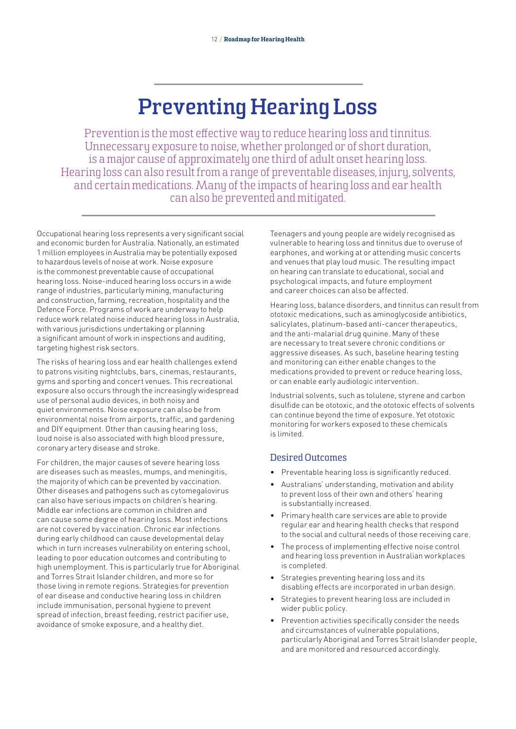# Preventing Hearing Loss

Prevention is the most effective way to reduce hearing loss and tinnitus. Unnecessary exposure to noise, whether prolonged or of short duration, is a major cause of approximately one third of adult onset hearing loss. Hearing loss can also result from a range of preventable diseases, injury, solvents, and certain medications. Many of the impacts of hearing loss and ear health can also be prevented and mitigated.

Occupational hearing loss represents a very significant social and economic burden for Australia. Nationally, an estimated 1 million employees in Australia may be potentially exposed to hazardous levels of noise at work. Noise exposure is the commonest preventable cause of occupational hearing loss. Noise-induced hearing loss occurs in a wide range of industries, particularly mining, manufacturing and construction, farming, recreation, hospitality and the Defence Force. Programs of work are underway to help reduce work related noise induced hearing loss in Australia, with various jurisdictions undertaking or planning a significant amount of work in inspections and auditing, targeting highest risk sectors.

The risks of hearing loss and ear health challenges extend to patrons visiting nightclubs, bars, cinemas, restaurants, gyms and sporting and concert venues. This recreational exposure also occurs through the increasingly widespread use of personal audio devices, in both noisy and quiet environments. Noise exposure can also be from environmental noise from airports, traffic, and gardening and DIY equipment. Other than causing hearing loss, loud noise is also associated with high blood pressure, coronary artery disease and stroke.

For children, the major causes of severe hearing loss are diseases such as measles, mumps, and meningitis, the majority of which can be prevented by vaccination. Other diseases and pathogens such as cytomegalovirus can also have serious impacts on children's hearing. Middle ear infections are common in children and can cause some degree of hearing loss. Most infections are not covered by vaccination. Chronic ear infections during early childhood can cause developmental delay which in turn increases vulnerability on entering school, leading to poor education outcomes and contributing to high unemployment. This is particularly true for Aboriginal and Torres Strait Islander children, and more so for those living in remote regions. Strategies for prevention of ear disease and conductive hearing loss in children include immunisation, personal hygiene to prevent spread of infection, breast feeding, restrict pacifier use, avoidance of smoke exposure, and a healthy diet.

Teenagers and young people are widely recognised as vulnerable to hearing loss and tinnitus due to overuse of earphones, and working at or attending music concerts and venues that play loud music. The resulting impact on hearing can translate to educational, social and psychological impacts, and future employment and career choices can also be affected.

Hearing loss, balance disorders, and tinnitus can result from ototoxic medications, such as aminoglycoside antibiotics, salicylates, platinum-based anti-cancer therapeutics, and the anti-malarial drug quinine. Many of these are necessary to treat severe chronic conditions or aggressive diseases. As such, baseline hearing testing and monitoring can either enable changes to the medications provided to prevent or reduce hearing loss, or can enable early audiologic intervention.

Industrial solvents, such as toluene, styrene and carbon disulfide can be ototoxic, and the ototoxic effects of solvents can continue beyond the time of exposure. Yet ototoxic monitoring for workers exposed to these chemicals is limited.

## Desired Outcomes

- Preventable hearing loss is significantly reduced.
- Australians' understanding, motivation and ability to prevent loss of their own and others' hearing is substantially increased.
- Primary health care services are able to provide regular ear and hearing health checks that respond to the social and cultural needs of those receiving care.
- The process of implementing effective noise control and hearing loss prevention in Australian workplaces is completed.
- Strategies preventing hearing loss and its disabling effects are incorporated in urban design.
- Strategies to prevent hearing loss are included in wider public policy.
- Prevention activities specifically consider the needs and circumstances of vulnerable populations, particularly Aboriginal and Torres Strait Islander people, and are monitored and resourced accordingly.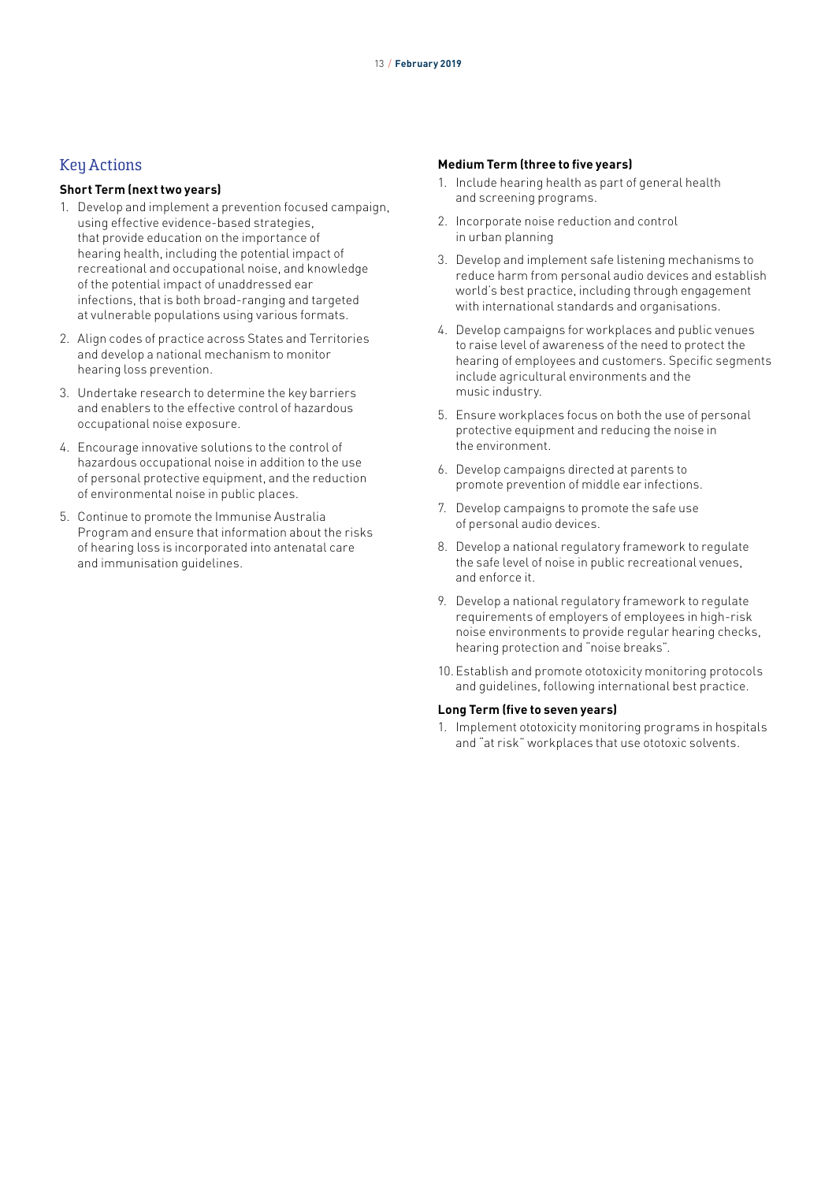## Key Actions

### Short Term (next two years)

1. Develop and implement a prevention focused campaign, using effective evidence-based strategies, that provide education on the importance of hearing health, including the potential impact of recreational and occupational noise, and knowledge of the potential impact of unaddressed ear infections, that is both broad-ranging and targeted at vulnerable populations using various formats.
2. Align codes of practice across States and Territories and develop a national mechanism to monitor hearing loss prevention.
3. Undertake research to determine the key barriers and enablers to the effective control of hazardous occupational noise exposure.
4. Encourage innovative solutions to the control of hazardous occupational noise in addition to the use of personal protective equipment, and the reduction of environmental noise in public places.
5. Continue to promote the Immunise Australia Program and ensure that information about the risks of hearing loss is incorporated into antenatal care and immunisation guidelines.

### Medium Term (three to five years)

1. Include hearing health as part of general health and screening programs.
2. Incorporate noise reduction and control in urban planning
3. Develop and implement safe listening mechanisms to reduce harm from personal audio devices and establish world's best practice, including through engagement with international standards and organisations.
4. Develop campaigns for workplaces and public venues to raise level of awareness of the need to protect the hearing of employees and customers. Specific segments include agricultural environments and the music industry.
5. Ensure workplaces focus on both the use of personal protective equipment and reducing the noise in the environment.
6. Develop campaigns directed at parents to promote prevention of middle ear infections.
7. Develop campaigns to promote the safe use of personal audio devices.
8. Develop a national regulatory framework to regulate the safe level of noise in public recreational venues, and enforce it.
9. Develop a national regulatory framework to regulate requirements of employers of employees in high-risk noise environments to provide regular hearing checks, hearing protection and "noise breaks".
10. Establish and promote ototoxicity monitoring protocols and guidelines, following international best practice.

### Long Term (five to seven years)

1. Implement ototoxicity monitoring programs in hospitals and "at risk" workplaces that use ototoxic solvents.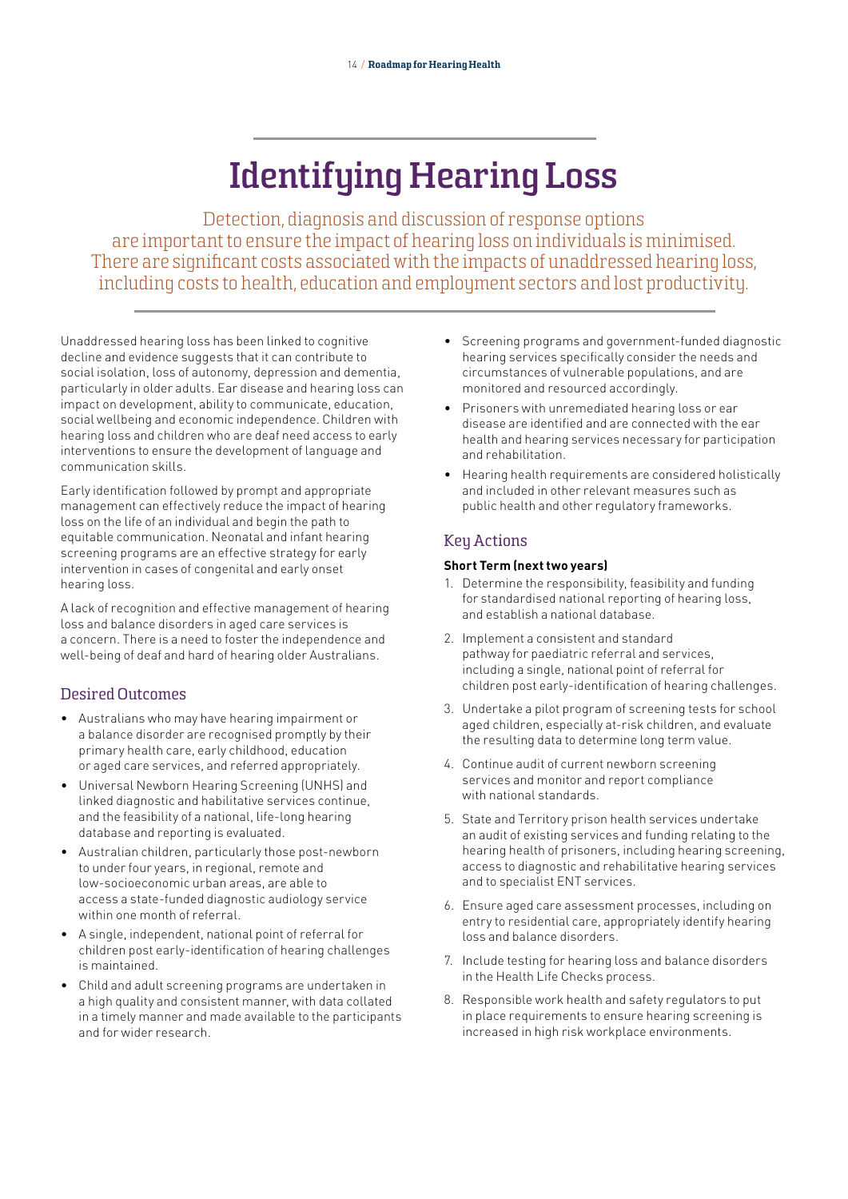# Identifying Hearing Loss

Detection, diagnosis and discussion of response options are important to ensure the impact of hearing loss on individuals is minimised. There are significant costs associated with the impacts of unaddressed hearing loss, including costs to health, education and employment sectors and lost productivity.

Unaddressed hearing loss has been linked to cognitive decline and evidence suggests that it can contribute to social isolation, loss of autonomy, depression and dementia, particularly in older adults. Ear disease and hearing loss can impact on development, ability to communicate, education, social wellbeing and economic independence. Children with hearing loss and children who are deaf need access to early interventions to ensure the development of language and communication skills.

Early identification followed by prompt and appropriate management can effectively reduce the impact of hearing loss on the life of an individual and begin the path to equitable communication. Neonatal and infant hearing screening programs are an effective strategy for early intervention in cases of congenital and early onset hearing loss.

A lack of recognition and effective management of hearing loss and balance disorders in aged care services is a concern. There is a need to foster the independence and well-being of deaf and hard of hearing older Australians.

## Desired Outcomes

- Australians who may have hearing impairment or a balance disorder are recognised promptly by their primary health care, early childhood, education or aged care services, and referred appropriately.
- Universal Newborn Hearing Screening (UNHS) and linked diagnostic and habilitative services continue, and the feasibility of a national, life-long hearing database and reporting is evaluated.
- Australian children, particularly those post-newborn to under four years, in regional, remote and low-socioeconomic urban areas, are able to access a state-funded diagnostic audiology service within one month of referral.
- A single, independent, national point of referral for children post early-identification of hearing challenges is maintained.
- Child and adult screening programs are undertaken in a high quality and consistent manner, with data collated in a timely manner and made available to the participants and for wider research.
- Screening programs and government-funded diagnostic hearing services specifically consider the needs and circumstances of vulnerable populations, and are monitored and resourced accordingly.
- Prisoners with unremediated hearing loss or ear disease are identified and are connected with the ear health and hearing services necessary for participation and rehabilitation.
- Hearing health requirements are considered holistically and included in other relevant measures such as public health and other regulatory frameworks.

## Key Actions

### Short Term (next two years)

1. Determine the responsibility, feasibility and funding for standardised national reporting of hearing loss, and establish a national database.
2. Implement a consistent and standard pathway for paediatric referral and services, including a single, national point of referral for children post early-identification of hearing challenges.
3. Undertake a pilot program of screening tests for school aged children, especially at-risk children, and evaluate the resulting data to determine long term value.
4. Continue audit of current newborn screening services and monitor and report compliance with national standards.
5. State and Territory prison health services undertake an audit of existing services and funding relating to the hearing health of prisoners, including hearing screening, access to diagnostic and rehabilitative hearing services and to specialist ENT services.
6. Ensure aged care assessment processes, including on entry to residential care, appropriately identify hearing loss and balance disorders.
7. Include testing for hearing loss and balance disorders in the Health Life Checks process.
8. Responsible work health and safety regulators to put in place requirements to ensure hearing screening is increased in high risk workplace environments.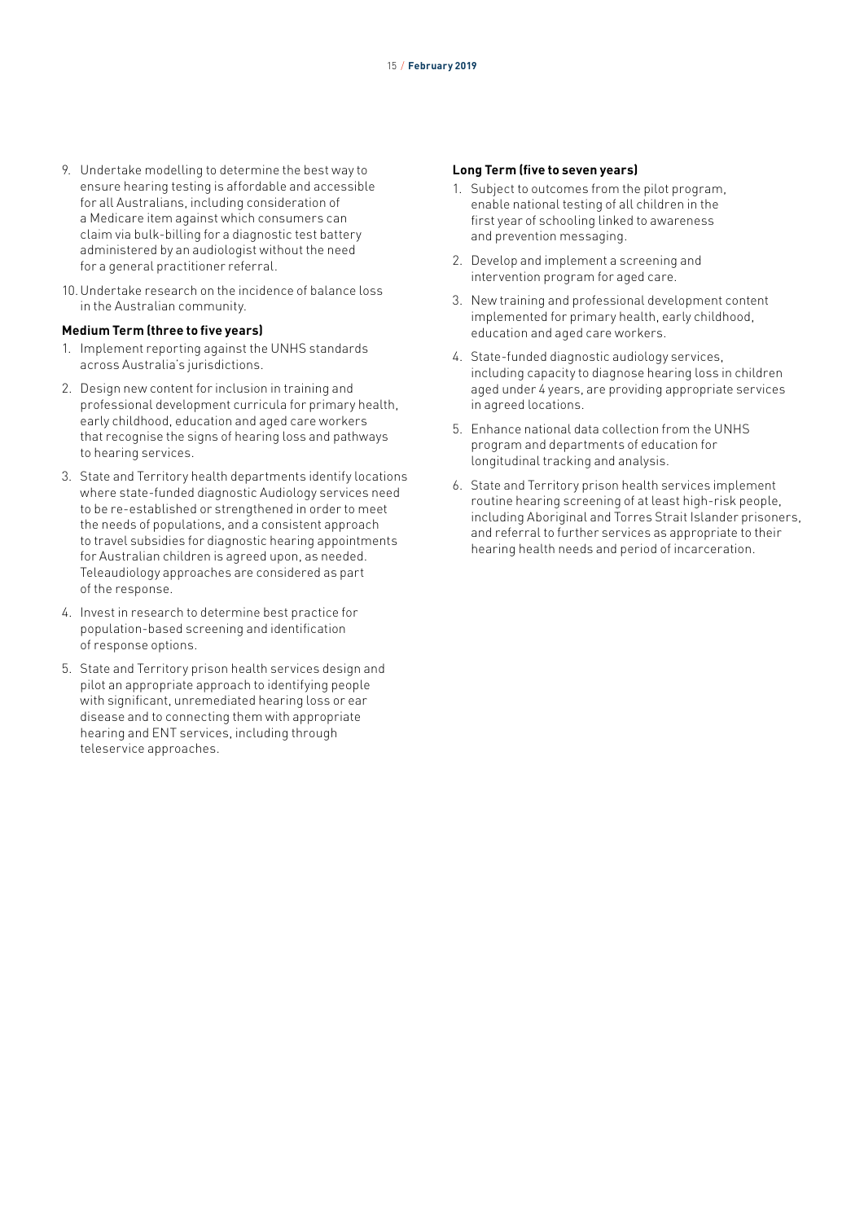9. Undertake modelling to determine the best way to ensure hearing testing is affordable and accessible for all Australians, including consideration of a Medicare item against which consumers can claim via bulk-billing for a diagnostic test battery administered by an audiologist without the need for a general practitioner referral.
10. Undertake research on the incidence of balance loss in the Australian community.

**Medium Term (three to five years)**

1. Implement reporting against the UNHS standards across Australia's jurisdictions.
2. Design new content for inclusion in training and professional development curricula for primary health, early childhood, education and aged care workers that recognise the signs of hearing loss and pathways to hearing services.
3. State and Territory health departments identify locations where state-funded diagnostic Audiology services need to be re-established or strengthened in order to meet the needs of populations, and a consistent approach to travel subsidies for diagnostic hearing appointments for Australian children is agreed upon, as needed. Teleaudiology approaches are considered as part of the response.
4. Invest in research to determine best practice for population-based screening and identification of response options.
5. State and Territory prison health services design and pilot an appropriate approach to identifying people with significant, unremediated hearing loss or ear disease and to connecting them with appropriate hearing and ENT services, including through teleservice approaches.

**Long Term (five to seven years)**

1. Subject to outcomes from the pilot program, enable national testing of all children in the first year of schooling linked to awareness and prevention messaging.
2. Develop and implement a screening and intervention program for aged care.
3. New training and professional development content implemented for primary health, early childhood, education and aged care workers.
4. State-funded diagnostic audiology services, including capacity to diagnose hearing loss in children aged under 4 years, are providing appropriate services in agreed locations.
5. Enhance national data collection from the UNHS program and departments of education for longitudinal tracking and analysis.
6. State and Territory prison health services implement routine hearing screening of at least high-risk people, including Aboriginal and Torres Strait Islander prisoners, and referral to further services as appropriate to their hearing health needs and period of incarceration.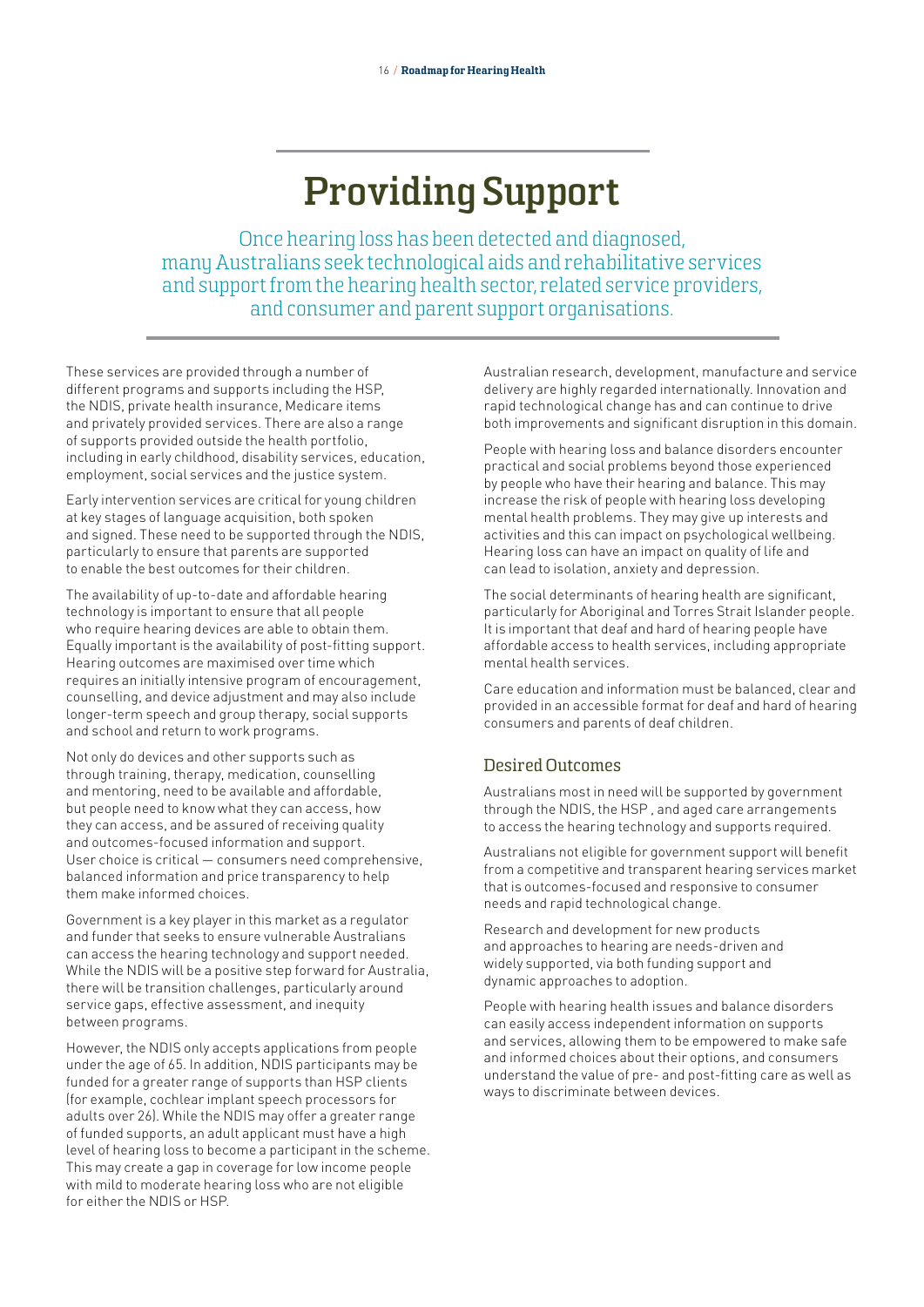# Providing Support

Once hearing loss has been detected and diagnosed, many Australians seek technological aids and rehabilitative services and support from the hearing health sector, related service providers, and consumer and parent support organisations.

These services are provided through a number of different programs and supports including the HSP, the NDIS, private health insurance, Medicare items and privately provided services. There are also a range of supports provided outside the health portfolio, including in early childhood, disability services, education, employment, social services and the justice system.

Early intervention services are critical for young children at key stages of language acquisition, both spoken and signed. These need to be supported through the NDIS, particularly to ensure that parents are supported to enable the best outcomes for their children.

The availability of up-to-date and affordable hearing technology is important to ensure that all people who require hearing devices are able to obtain them. Equally important is the availability of post-fitting support. Hearing outcomes are maximised over time which requires an initially intensive program of encouragement, counselling, and device adjustment and may also include longer-term speech and group therapy, social supports and school and return to work programs.

Not only do devices and other supports such as through training, therapy, medication, counselling and mentoring, need to be available and affordable, but people need to know what they can access, how they can access, and be assured of receiving quality and outcomes-focused information and support. User choice is critical — consumers need comprehensive, balanced information and price transparency to help them make informed choices.

Government is a key player in this market as a regulator and funder that seeks to ensure vulnerable Australians can access the hearing technology and support needed. While the NDIS will be a positive step forward for Australia, there will be transition challenges, particularly around service gaps, effective assessment, and inequity between programs.

However, the NDIS only accepts applications from people under the age of 65. In addition, NDIS participants may be funded for a greater range of supports than HSP clients (for example, cochlear implant speech processors for adults over 26). While the NDIS may offer a greater range of funded supports, an adult applicant must have a high level of hearing loss to become a participant in the scheme. This may create a gap in coverage for low income people with mild to moderate hearing loss who are not eligible for either the NDIS or HSP.

Australian research, development, manufacture and service delivery are highly regarded internationally. Innovation and rapid technological change has and can continue to drive both improvements and significant disruption in this domain.

People with hearing loss and balance disorders encounter practical and social problems beyond those experienced by people who have their hearing and balance. This may increase the risk of people with hearing loss developing mental health problems. They may give up interests and activities and this can impact on psychological wellbeing. Hearing loss can have an impact on quality of life and can lead to isolation, anxiety and depression.

The social determinants of hearing health are significant, particularly for Aboriginal and Torres Strait Islander people. It is important that deaf and hard of hearing people have affordable access to health services, including appropriate mental health services.

Care education and information must be balanced, clear and provided in an accessible format for deaf and hard of hearing consumers and parents of deaf children.

## Desired Outcomes

Australians most in need will be supported by government through the NDIS, the HSP , and aged care arrangements to access the hearing technology and supports required.

Australians not eligible for government support will benefit from a competitive and transparent hearing services market that is outcomes-focused and responsive to consumer needs and rapid technological change.

Research and development for new products and approaches to hearing are needs-driven and widely supported, via both funding support and dynamic approaches to adoption.

People with hearing health issues and balance disorders can easily access independent information on supports and services, allowing them to be empowered to make safe and informed choices about their options, and consumers understand the value of pre- and post-fitting care as well as ways to discriminate between devices.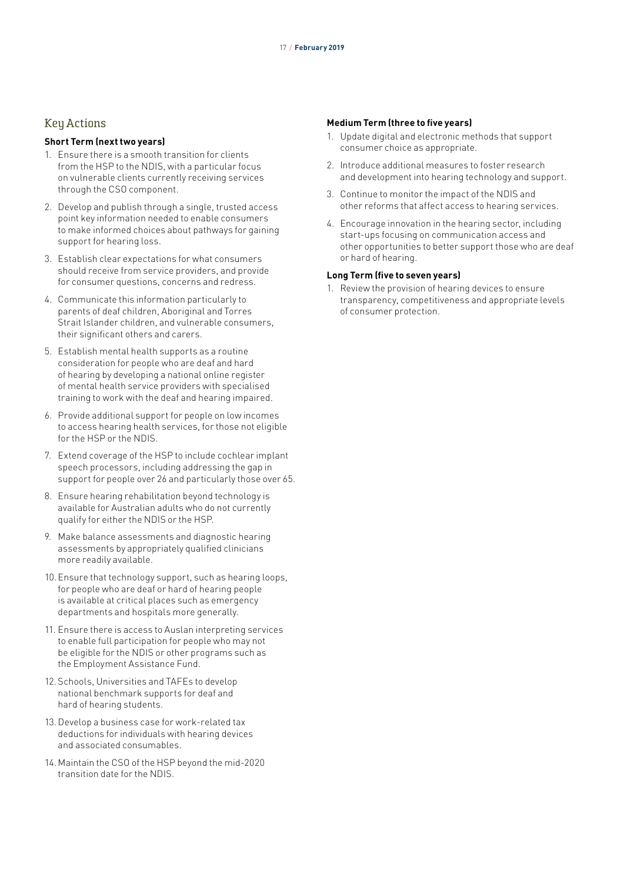## Key Actions

### Short Term (next two years)

1. Ensure there is a smooth transition for clients from the HSP to the NDIS, with a particular focus on vulnerable clients currently receiving services through the CSO component.
2. Develop and publish through a single, trusted access point key information needed to enable consumers to make informed choices about pathways for gaining support for hearing loss.
3. Establish clear expectations for what consumers should receive from service providers, and provide for consumer questions, concerns and redress.
4. Communicate this information particularly to parents of deaf children, Aboriginal and Torres Strait Islander children, and vulnerable consumers, their significant others and carers.
5. Establish mental health supports as a routine consideration for people who are deaf and hard of hearing by developing a national online register of mental health service providers with specialised training to work with the deaf and hearing impaired.
6. Provide additional support for people on low incomes to access hearing health services, for those not eligible for the HSP or the NDIS.
7. Extend coverage of the HSP to include cochlear implant speech processors, including addressing the gap in support for people over 26 and particularly those over 65.
8. Ensure hearing rehabilitation beyond technology is available for Australian adults who do not currently qualify for either the NDIS or the HSP.
9. Make balance assessments and diagnostic hearing assessments by appropriately qualified clinicians more readily available.
10. Ensure that technology support, such as hearing loops, for people who are deaf or hard of hearing people is available at critical places such as emergency departments and hospitals more generally.
11. Ensure there is access to Auslan interpreting services to enable full participation for people who may not be eligible for the NDIS or other programs such as the Employment Assistance Fund.
12. Schools, Universities and TAFEs to develop national benchmark supports for deaf and hard of hearing students.
13. Develop a business case for work-related tax deductions for individuals with hearing devices and associated consumables.
14. Maintain the CSO of the HSP beyond the mid-2020 transition date for the NDIS.

### Medium Term (three to five years)

1. Update digital and electronic methods that support consumer choice as appropriate.
2. Introduce additional measures to foster research and development into hearing technology and support.
3. Continue to monitor the impact of the NDIS and other reforms that affect access to hearing services.
4. Encourage innovation in the hearing sector, including start-ups focusing on communication access and other opportunities to better support those who are deaf or hard of hearing.

### Long Term (five to seven years)

1. Review the provision of hearing devices to ensure transparency, competitiveness and appropriate levels of consumer protection.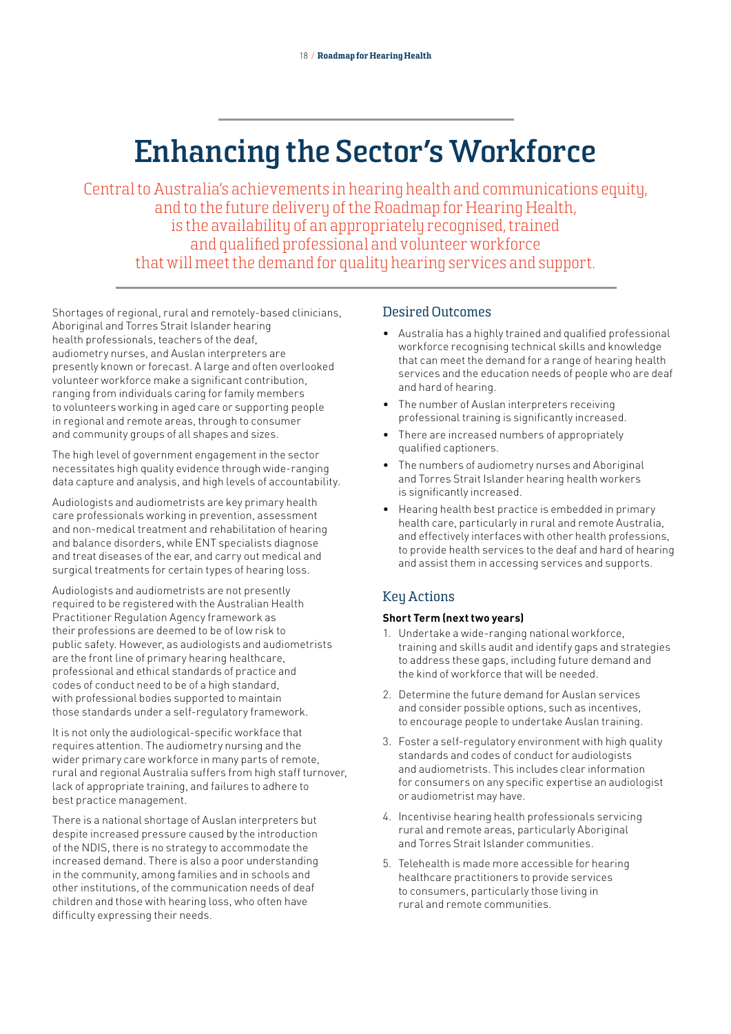# Enhancing the Sector's Workforce

Central to Australia's achievements in hearing health and communications equity, and to the future delivery of the Roadmap for Hearing Health, is the availability of an appropriately recognised, trained and qualified professional and volunteer workforce that will meet the demand for quality hearing services and support.

Shortages of regional, rural and remotely-based clinicians, Aboriginal and Torres Strait Islander hearing health professionals, teachers of the deaf, audiometry nurses, and Auslan interpreters are presently known or forecast. A large and often overlooked volunteer workforce make a significant contribution, ranging from individuals caring for family members to volunteers working in aged care or supporting people in regional and remote areas, through to consumer and community groups of all shapes and sizes.

The high level of government engagement in the sector necessitates high quality evidence through wide-ranging data capture and analysis, and high levels of accountability.

Audiologists and audiometrists are key primary health care professionals working in prevention, assessment and non-medical treatment and rehabilitation of hearing and balance disorders, while ENT specialists diagnose and treat diseases of the ear, and carry out medical and surgical treatments for certain types of hearing loss.

Audiologists and audiometrists are not presently required to be registered with the Australian Health Practitioner Regulation Agency framework as their professions are deemed to be of low risk to public safety. However, as audiologists and audiometrists are the front line of primary hearing healthcare, professional and ethical standards of practice and codes of conduct need to be of a high standard, with professional bodies supported to maintain those standards under a self-regulatory framework.

It is not only the audiological-specific workface that requires attention. The audiometry nursing and the wider primary care workforce in many parts of remote, rural and regional Australia suffers from high staff turnover, lack of appropriate training, and failures to adhere to best practice management.

There is a national shortage of Auslan interpreters but despite increased pressure caused by the introduction of the NDIS, there is no strategy to accommodate the increased demand. There is also a poor understanding in the community, among families and in schools and other institutions, of the communication needs of deaf children and those with hearing loss, who often have difficulty expressing their needs.

## Desired Outcomes

- Australia has a highly trained and qualified professional workforce recognising technical skills and knowledge that can meet the demand for a range of hearing health services and the education needs of people who are deaf and hard of hearing.
- The number of Auslan interpreters receiving professional training is significantly increased.
- There are increased numbers of appropriately qualified captioners.
- The numbers of audiometry nurses and Aboriginal and Torres Strait Islander hearing health workers is significantly increased.
- Hearing health best practice is embedded in primary health care, particularly in rural and remote Australia, and effectively interfaces with other health professions, to provide health services to the deaf and hard of hearing and assist them in accessing services and supports.

## Key Actions

**Short Term (next two years)**

1. Undertake a wide-ranging national workforce, training and skills audit and identify gaps and strategies to address these gaps, including future demand and the kind of workforce that will be needed.
2. Determine the future demand for Auslan services and consider possible options, such as incentives, to encourage people to undertake Auslan training.
3. Foster a self-regulatory environment with high quality standards and codes of conduct for audiologists and audiometrists. This includes clear information for consumers on any specific expertise an audiologist or audiometrist may have.
4. Incentivise hearing health professionals servicing rural and remote areas, particularly Aboriginal and Torres Strait Islander communities.
5. Telehealth is made more accessible for hearing healthcare practitioners to provide services to consumers, particularly those living in rural and remote communities.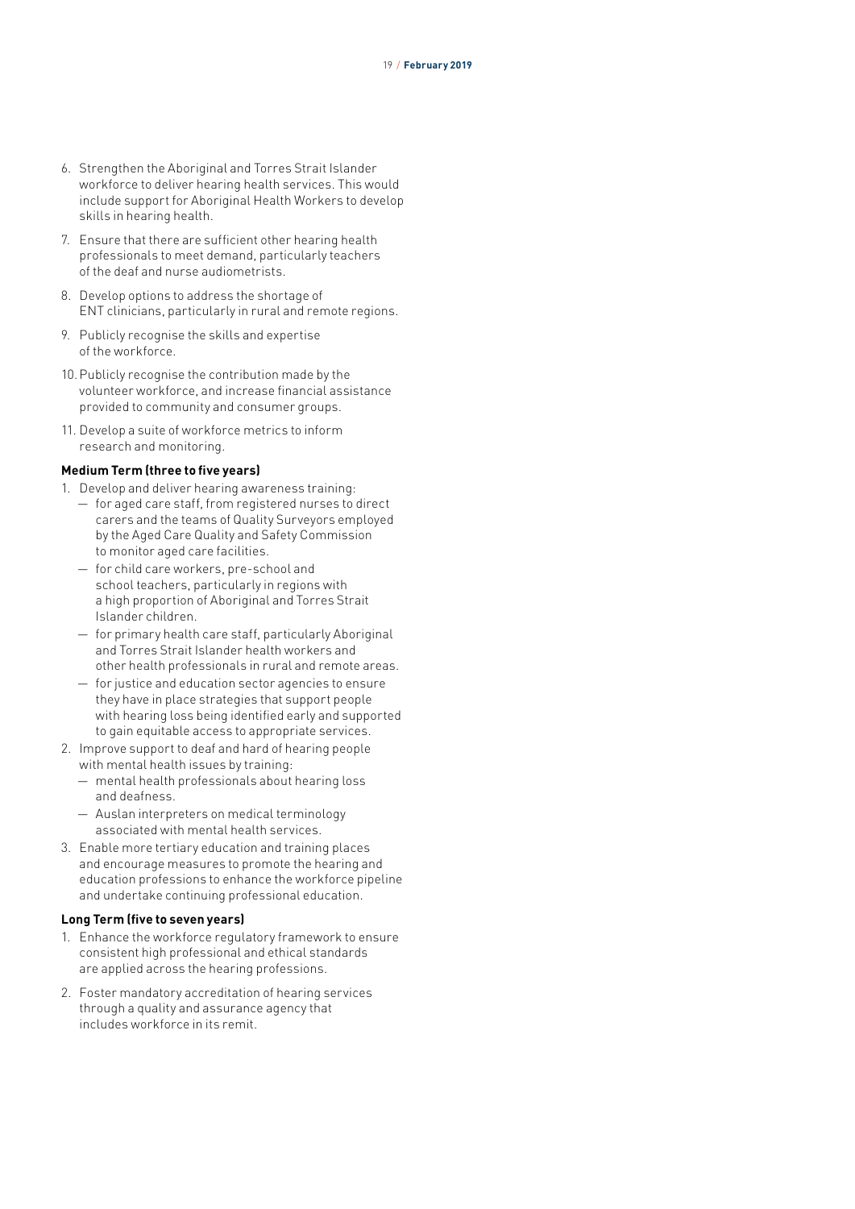6. Strengthen the Aboriginal and Torres Strait Islander workforce to deliver hearing health services. This would include support for Aboriginal Health Workers to develop skills in hearing health.
7. Ensure that there are sufficient other hearing health professionals to meet demand, particularly teachers of the deaf and nurse audiometrists.
8. Develop options to address the shortage of ENT clinicians, particularly in rural and remote regions.
9. Publicly recognise the skills and expertise of the workforce.
10. Publicly recognise the contribution made by the volunteer workforce, and increase financial assistance provided to community and consumer groups.
11. Develop a suite of workforce metrics to inform research and monitoring.

**Medium Term (three to five years)**

1. Develop and deliver hearing awareness training:
   - for aged care staff, from registered nurses to direct carers and the teams of Quality Surveyors employed by the Aged Care Quality and Safety Commission to monitor aged care facilities.
   - for child care workers, pre-school and school teachers, particularly in regions with a high proportion of Aboriginal and Torres Strait Islander children.
   - for primary health care staff, particularly Aboriginal and Torres Strait Islander health workers and other health professionals in rural and remote areas.
   - for justice and education sector agencies to ensure they have in place strategies that support people with hearing loss being identified early and supported to gain equitable access to appropriate services.
2. Improve support to deaf and hard of hearing people with mental health issues by training:
   - mental health professionals about hearing loss and deafness.
   - Auslan interpreters on medical terminology associated with mental health services.
3. Enable more tertiary education and training places and encourage measures to promote the hearing and education professions to enhance the workforce pipeline and undertake continuing professional education.

**Long Term (five to seven years)**

1. Enhance the workforce regulatory framework to ensure consistent high professional and ethical standards are applied across the hearing professions.
2. Foster mandatory accreditation of hearing services through a quality and assurance agency that includes workforce in its remit.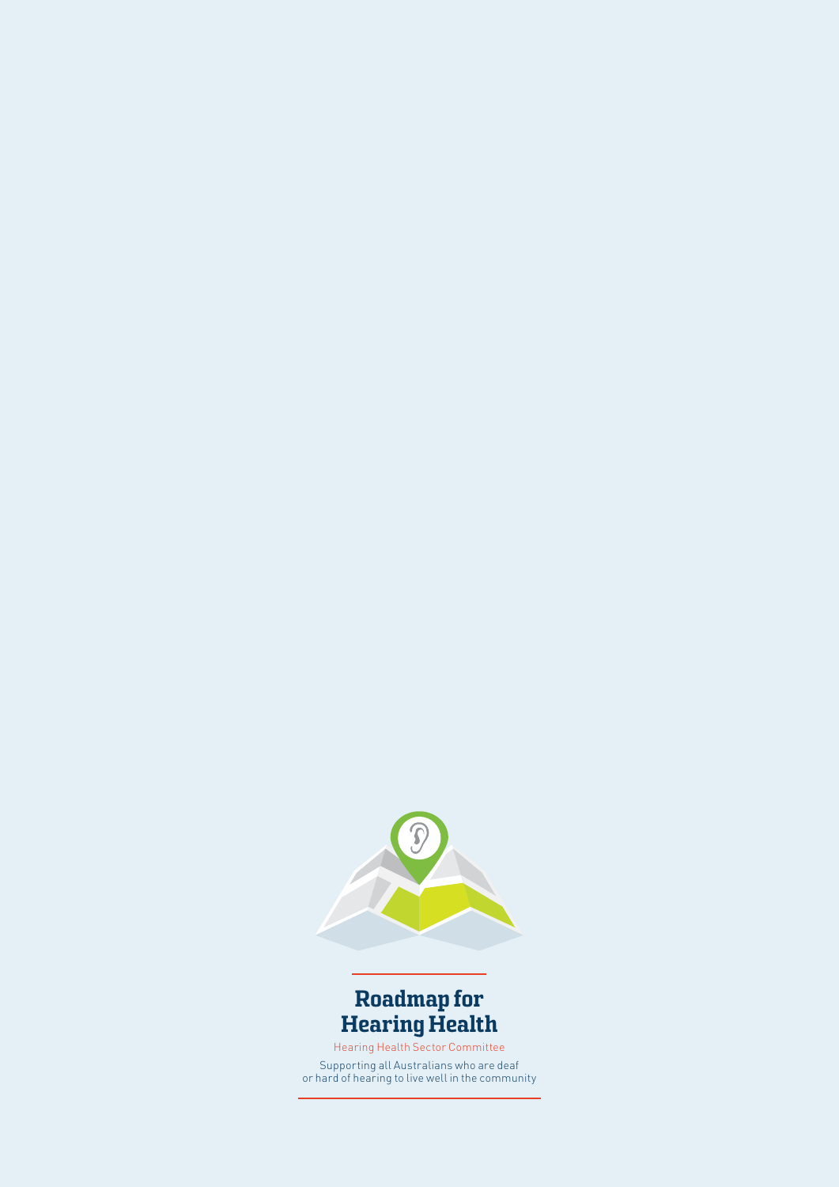# Roadmap for Hearing Health

Hearing Health Sector Committee

Supporting all Australians who are deaf or hard of hearing to live well in the community